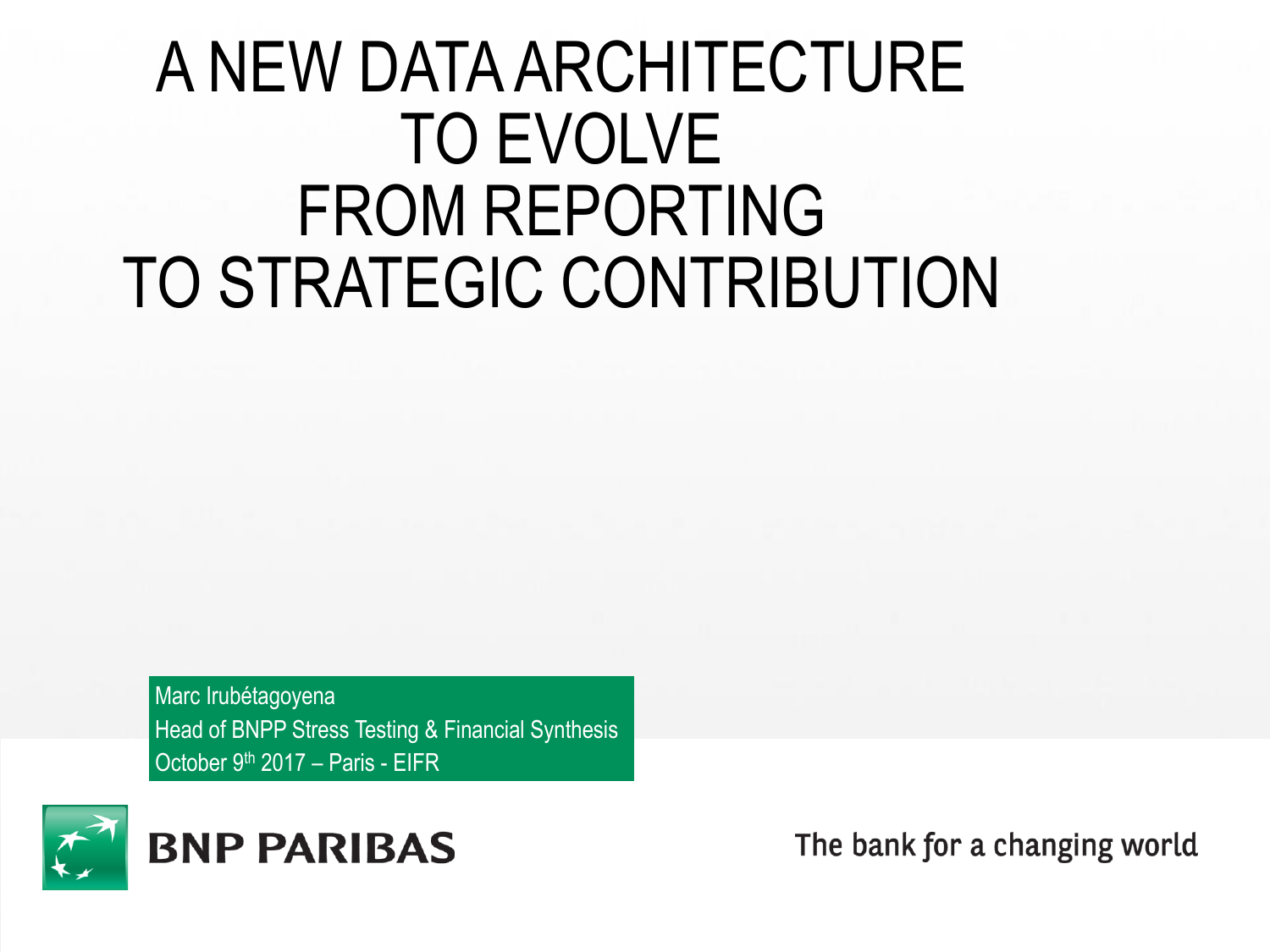# A NEW DATA ARCHITECTURE TO EVOLVE FROM REPORTING TO STRATEGIC CONTRIBUTION

Marc Irubétagoyena
Head of BNPP Stress Testing & Financial Synthesis
October 9th 2017 – Paris - EIFR

BNP PARIBAS

The bank for a changing world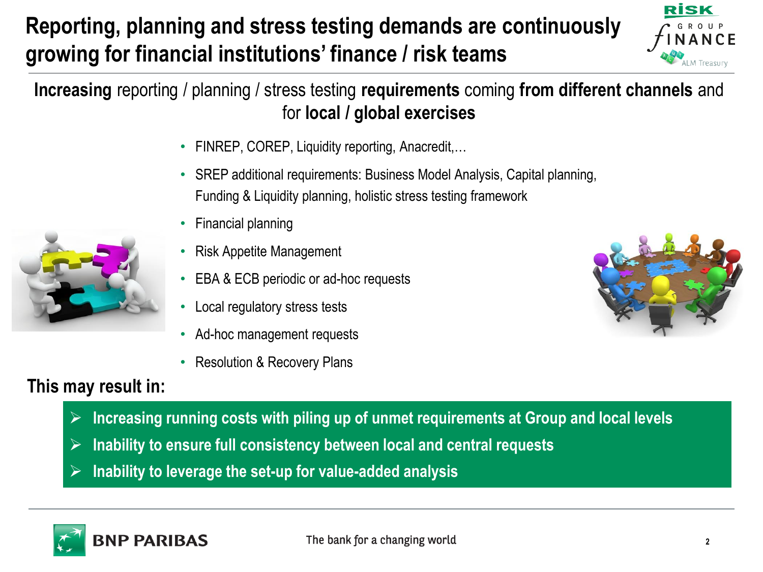# Reporting, planning and stress testing demands are continuously growing for financial institutions' finance / risk teams

**Increasing** reporting / planning / stress testing **requirements** coming **from different channels** and for **local / global exercises**

- FINREP, COREP, Liquidity reporting, Anacredit,…
- SREP additional requirements: Business Model Analysis, Capital planning, Funding & Liquidity planning, holistic stress testing framework
- Financial planning
- Risk Appetite Management
- EBA & ECB periodic or ad-hoc requests
- Local regulatory stress tests
- Ad-hoc management requests
- Resolution & Recovery Plans

## This may result in:

- **Increasing running costs with piling up of unmet requirements at Group and local levels**
- **Inability to ensure full consistency between local and central requests**
- **Inability to leverage the set-up for value-added analysis**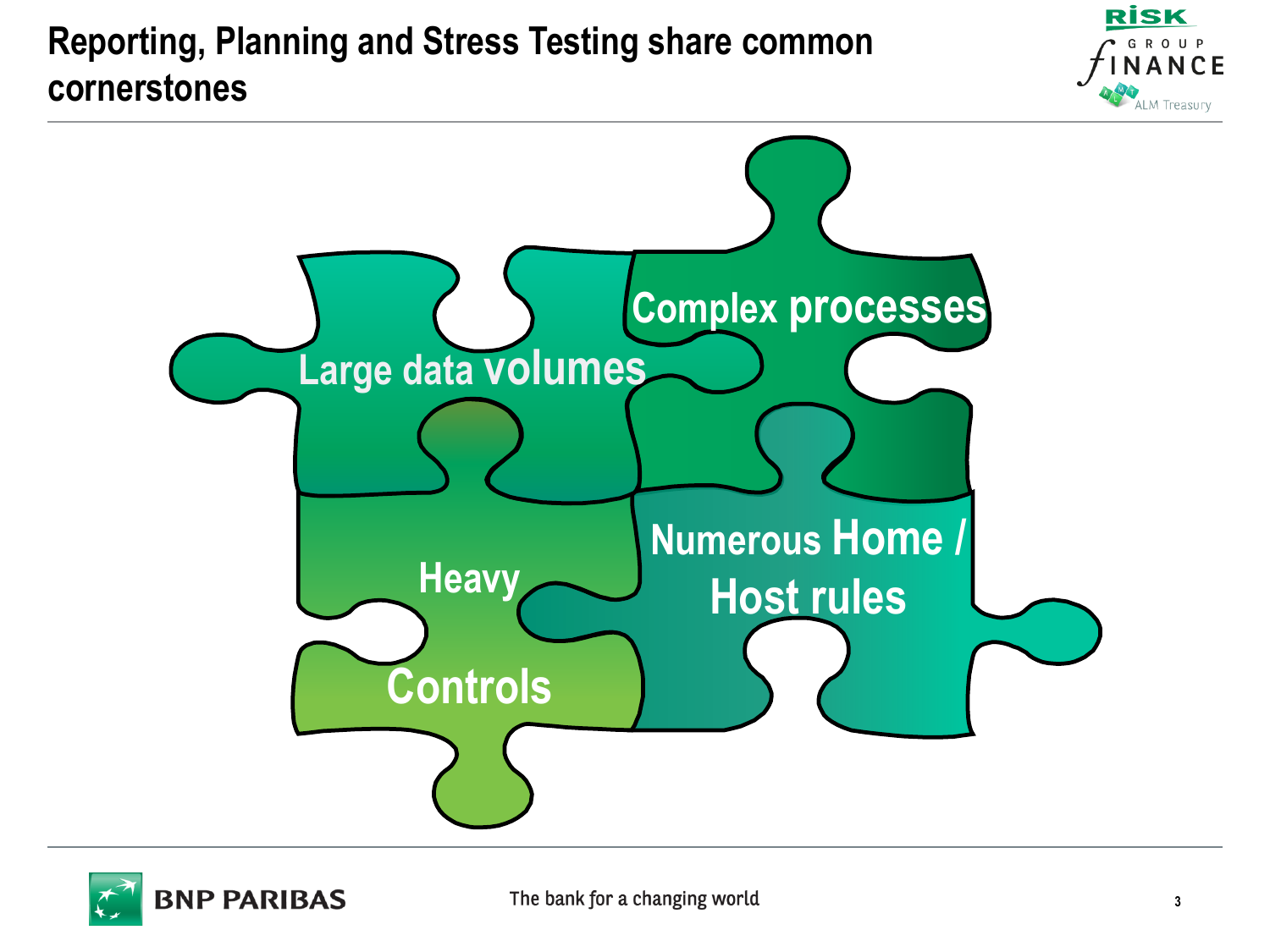# Reporting, Planning and Stress Testing share common cornerstones

- Large data volumes
- Complex processes
- Heavy Controls
- Numerous Home / Host rules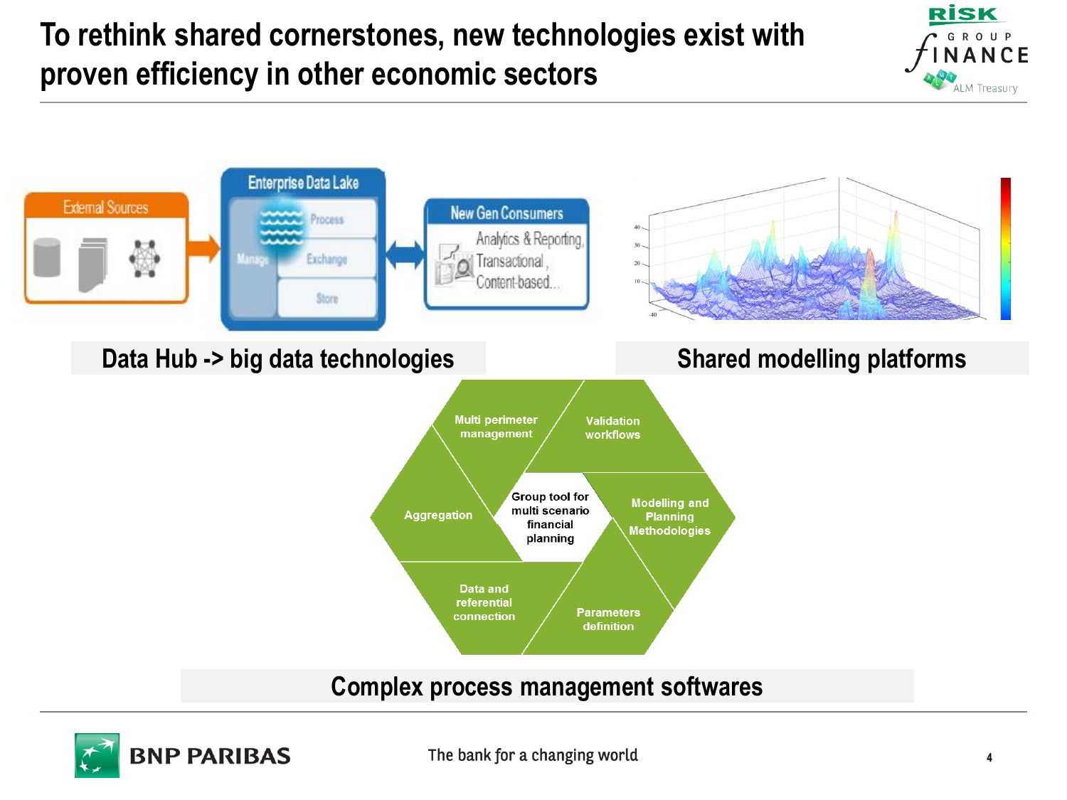# To rethink shared cornerstones, new technologies exist with proven efficiency in other economic sectors

External Sources → Enterprise Data Lake (Manage: Process, Exchange, Store) ↔ New Gen Consumers (Analytics & Reporting, Transactional, Content-based...)

**Data Hub -> big data technologies**

**Shared modelling platforms**

Group tool for multi scenario financial planning:

- Multi perimeter management
- Validation workflows
- Modelling and Planning Methodologies
- Parameters definition
- Data and referential connection
- Aggregation

**Complex process management softwares**

The bank for a changing world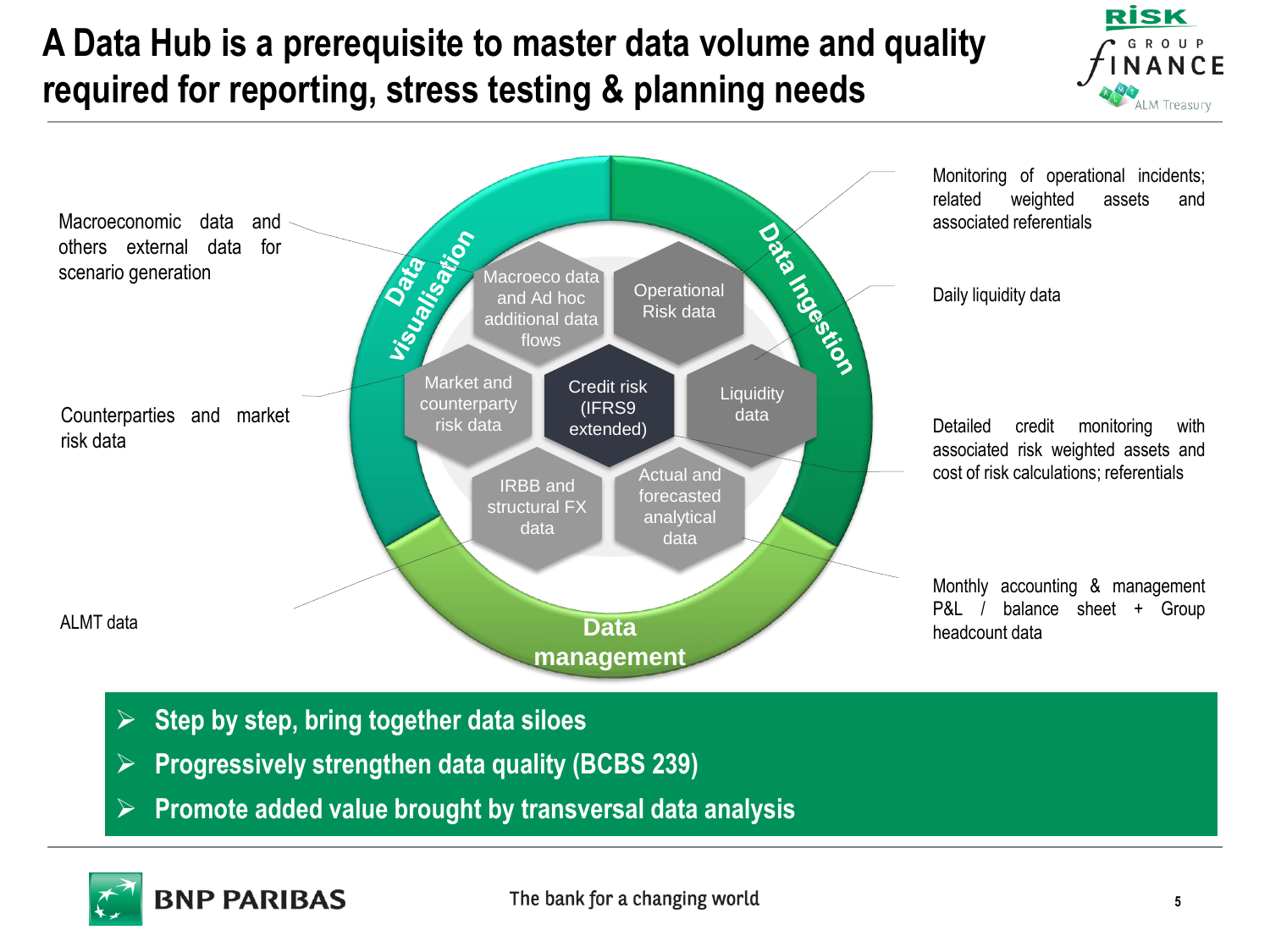# A Data Hub is a prerequisite to master data volume and quality required for reporting, stress testing & planning needs

Macroeconomic data and others external data for scenario generation

Counterparties and market risk data

ALMT data

Data visualisation

Data Ingestion

Data management

Macroeco data and Ad hoc additional data flows

Operational Risk data

Market and counterparty risk data

Credit risk (IFRS9 extended)

Liquidity data

IRBB and structural FX data

Actual and forecasted analytical data

Monitoring of operational incidents; related weighted assets and associated referentials

Daily liquidity data

Detailed credit monitoring with associated risk weighted assets and cost of risk calculations; referentials

Monthly accounting & management P&L / balance sheet + Group headcount data

- **Step by step, bring together data siloes**
- **Progressively strengthen data quality (BCBS 239)**
- **Promote added value brought by transversal data analysis**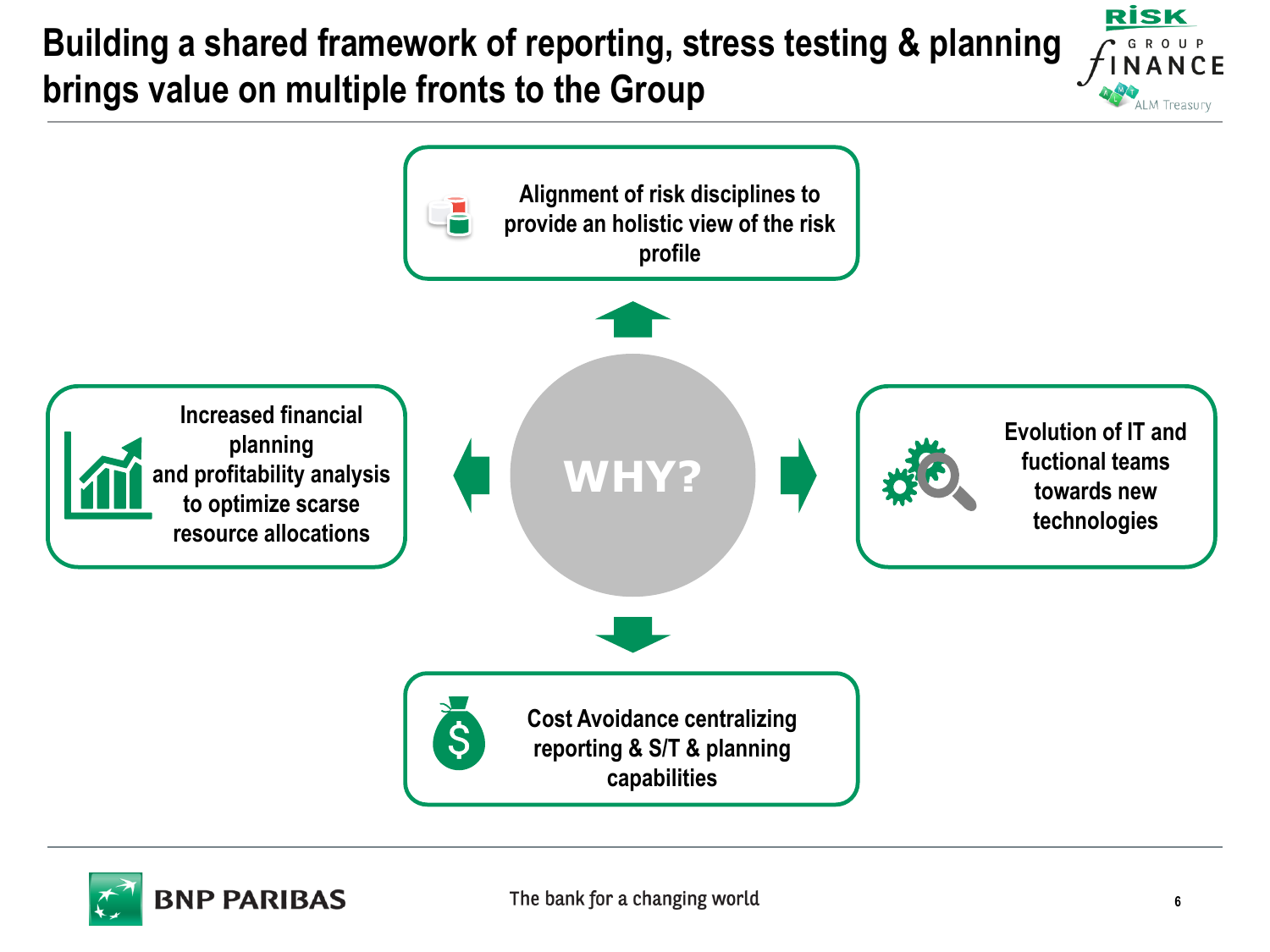# Building a shared framework of reporting, stress testing & planning brings value on multiple fronts to the Group

**WHY?**

- Alignment of risk disciplines to provide an holistic view of the risk profile
- Evolution of IT and fuctional teams towards new technologies
- Cost Avoidance centralizing reporting & S/T & planning capabilities
- Increased financial planning and profitability analysis to optimize scarse resource allocations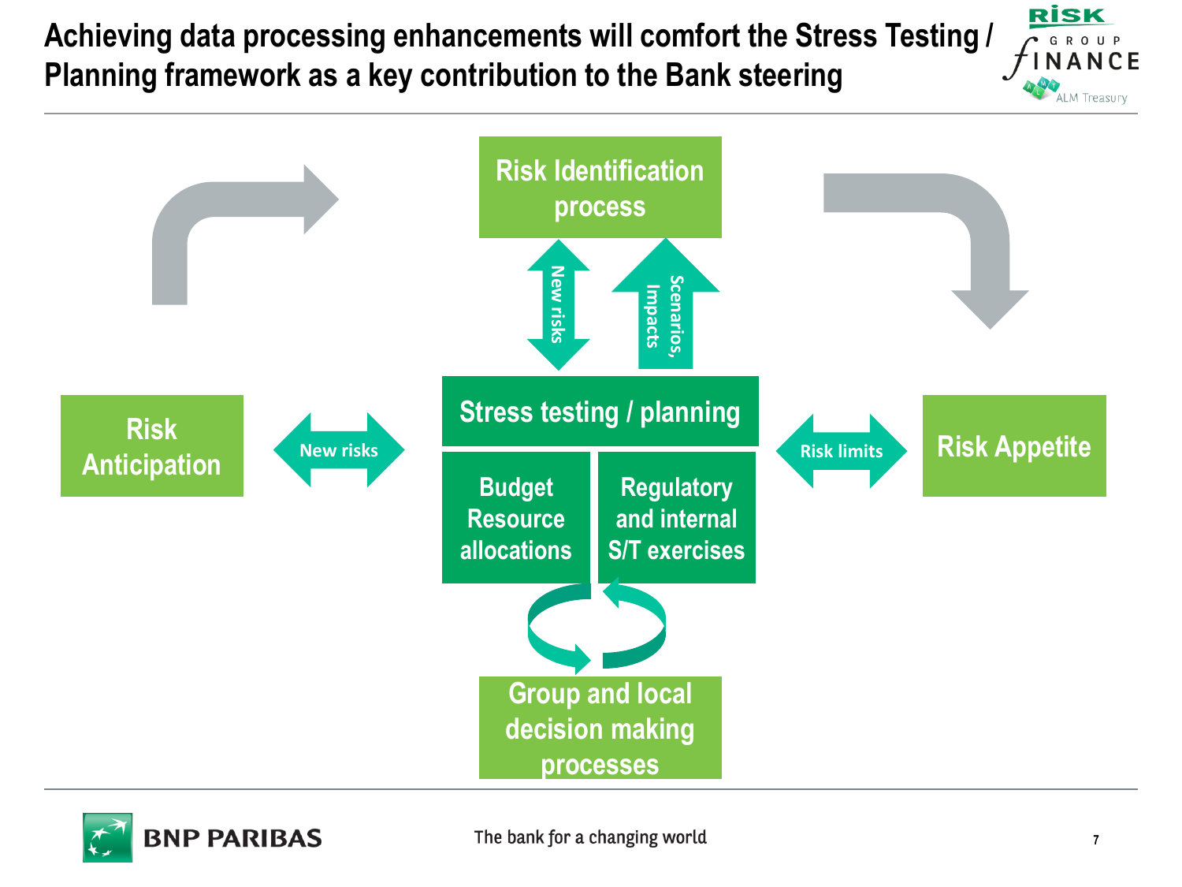# Achieving data processing enhancements will comfort the Stress Testing / Planning framework as a key contribution to the Bank steering

Risk Identification process

New risks

Scenarios, Impacts

Risk Anticipation

New risks

Stress testing / planning

Budget Resource allocations

Regulatory and internal S/T exercises

Risk limits

Risk Appetite

Group and local decision making processes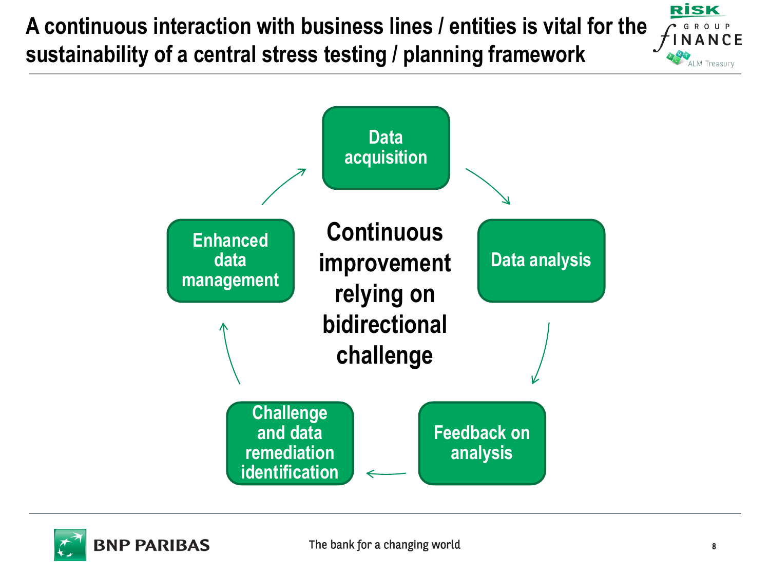# A continuous interaction with business lines / entities is vital for the sustainability of a central stress testing / planning framework

**Continuous improvement relying on bidirectional challenge**

- Data acquisition
- Data analysis
- Feedback on analysis
- Challenge and data remediation identification
- Enhanced data management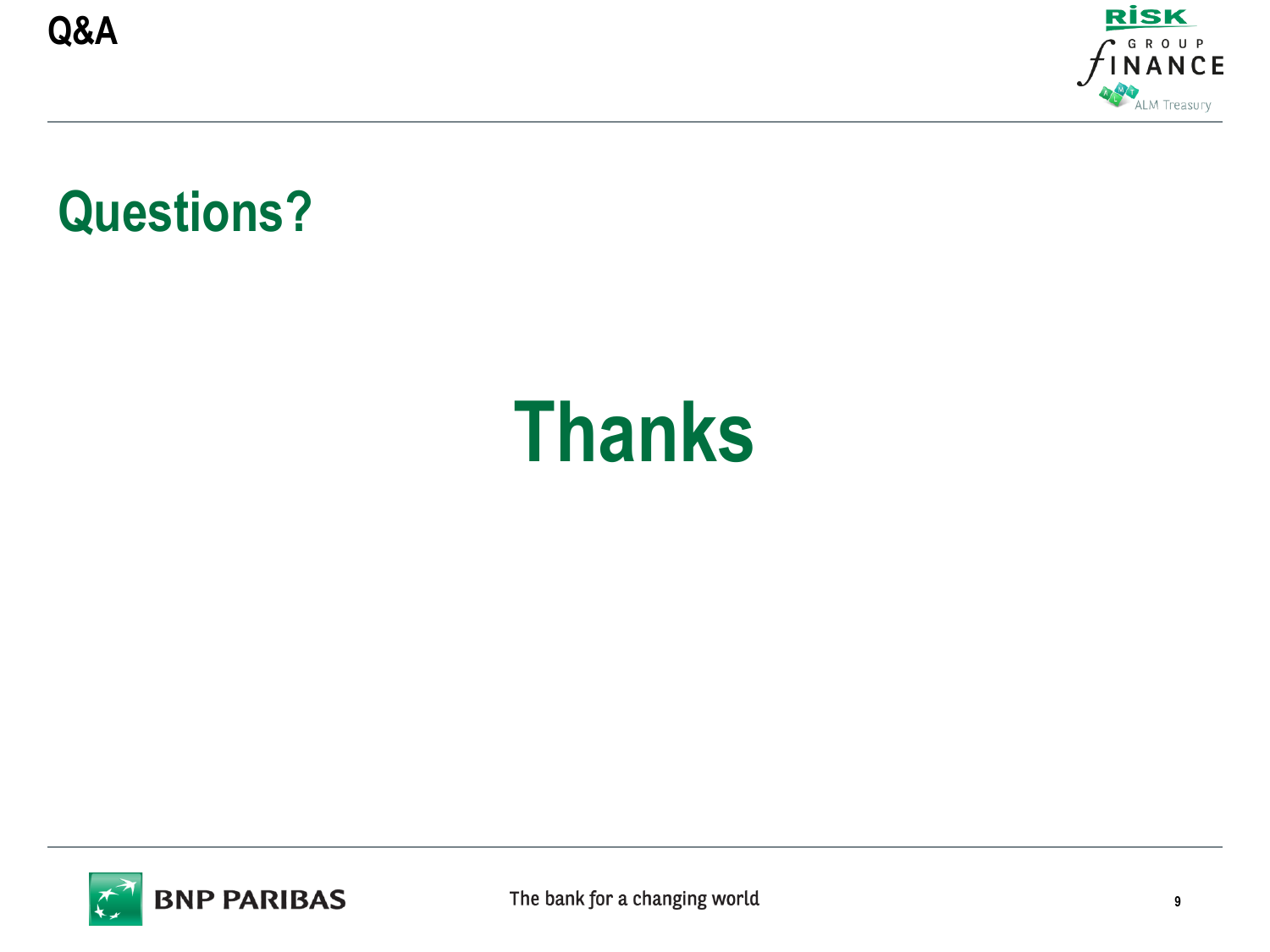# Q&A

## Questions?

# Thanks